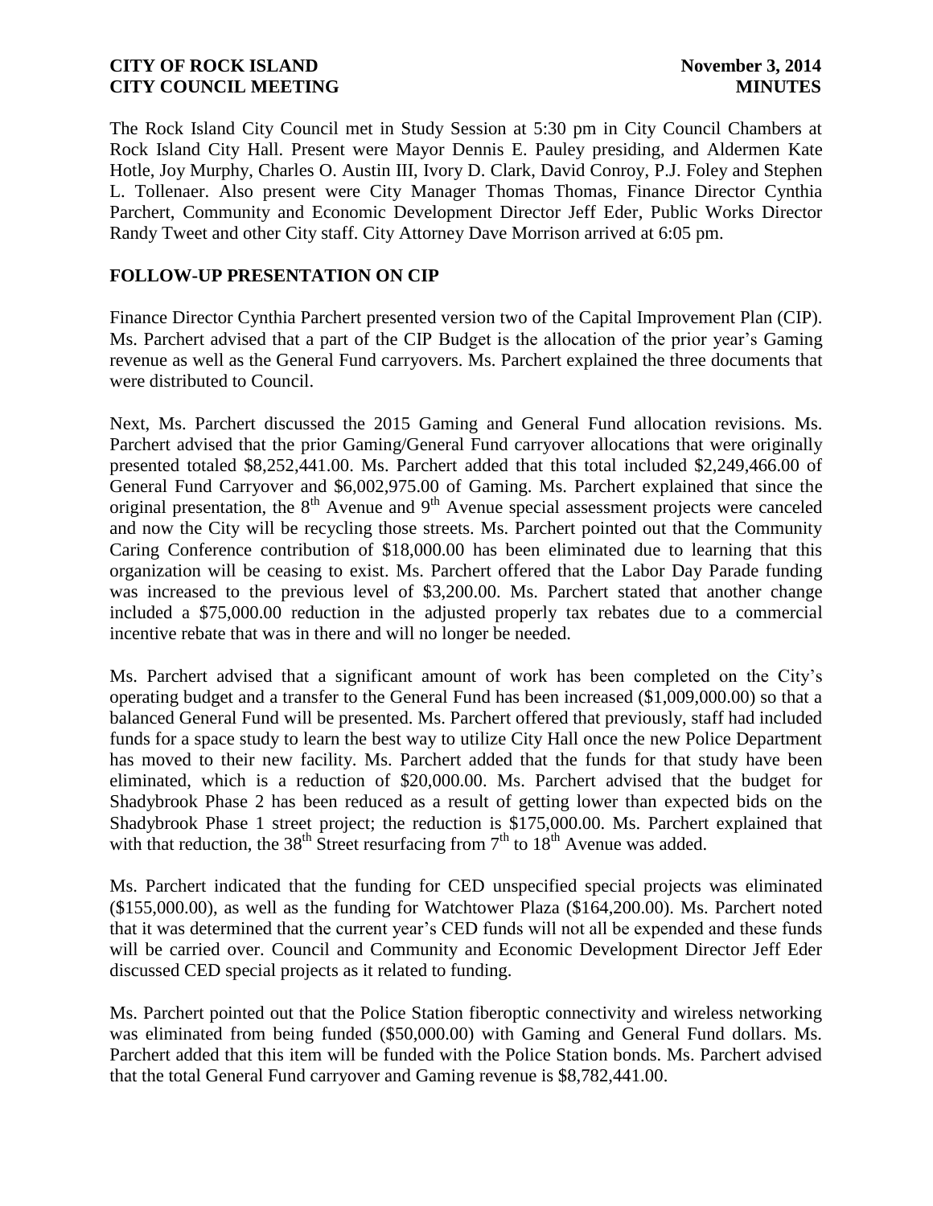The Rock Island City Council met in Study Session at 5:30 pm in City Council Chambers at Rock Island City Hall. Present were Mayor Dennis E. Pauley presiding, and Aldermen Kate Hotle, Joy Murphy, Charles O. Austin III, Ivory D. Clark, David Conroy, P.J. Foley and Stephen L. Tollenaer. Also present were City Manager Thomas Thomas, Finance Director Cynthia Parchert, Community and Economic Development Director Jeff Eder, Public Works Director Randy Tweet and other City staff. City Attorney Dave Morrison arrived at 6:05 pm.

## FOLLOW-UP PRESENTATION ON CIP

Finance Director Cynthia Parchert presented version two of the Capital Improvement Plan (CIP). Ms. Parchert advised that a part of the CIP Budget is the allocation of the prior year's Gaming revenue as well as the General Fund carryovers. Ms. Parchert explained the three documents that were distributed to Council.

Next, Ms. Parchert discussed the 2015 Gaming and General Fund allocation revisions. Ms. Parchert advised that the prior Gaming/General Fund carryover allocations that were originally presented totaled $8,252,441.00. Ms. Parchert added that this total included $2,249,466.00 of General Fund Carryover and $6,002,975.00 of Gaming. Ms. Parchert explained that since the original presentation, the 8th Avenue and 9th Avenue special assessment projects were canceled and now the City will be recycling those streets. Ms. Parchert pointed out that the Community Caring Conference contribution of $18,000.00 has been eliminated due to learning that this organization will be ceasing to exist. Ms. Parchert offered that the Labor Day Parade funding was increased to the previous level of $3,200.00. Ms. Parchert stated that another change included a $75,000.00 reduction in the adjusted properly tax rebates due to a commercial incentive rebate that was in there and will no longer be needed.

Ms. Parchert advised that a significant amount of work has been completed on the City's operating budget and a transfer to the General Fund has been increased ($1,009,000.00) so that a balanced General Fund will be presented. Ms. Parchert offered that previously, staff had included funds for a space study to learn the best way to utilize City Hall once the new Police Department has moved to their new facility. Ms. Parchert added that the funds for that study have been eliminated, which is a reduction of $20,000.00. Ms. Parchert advised that the budget for Shadybrook Phase 2 has been reduced as a result of getting lower than expected bids on the Shadybrook Phase 1 street project; the reduction is $175,000.00. Ms. Parchert explained that with that reduction, the 38th Street resurfacing from 7th to 18th Avenue was added.

Ms. Parchert indicated that the funding for CED unspecified special projects was eliminated ($155,000.00), as well as the funding for Watchtower Plaza ($164,200.00). Ms. Parchert noted that it was determined that the current year's CED funds will not all be expended and these funds will be carried over. Council and Community and Economic Development Director Jeff Eder discussed CED special projects as it related to funding.

Ms. Parchert pointed out that the Police Station fiberoptic connectivity and wireless networking was eliminated from being funded ($50,000.00) with Gaming and General Fund dollars. Ms. Parchert added that this item will be funded with the Police Station bonds. Ms. Parchert advised that the total General Fund carryover and Gaming revenue is $8,782,441.00.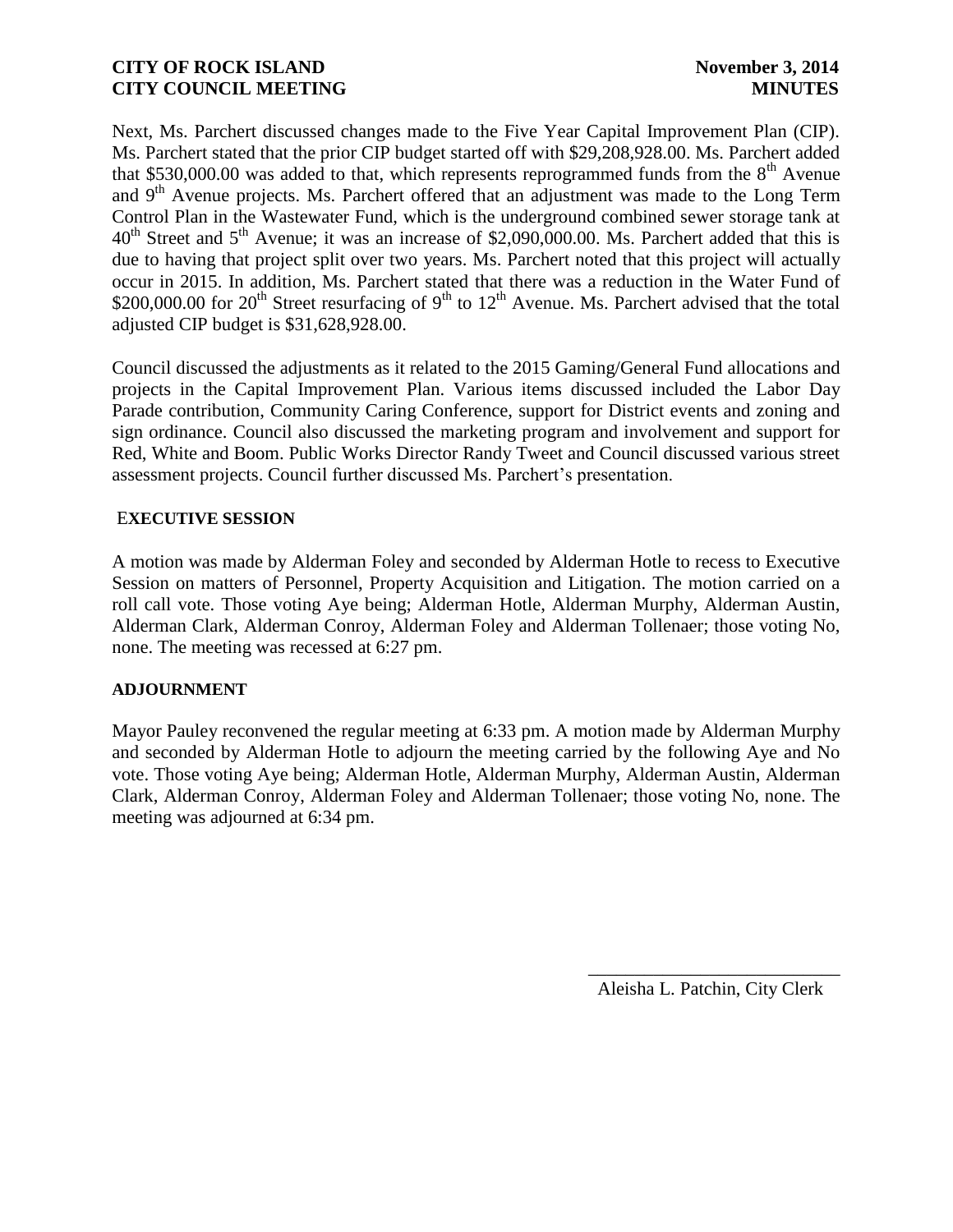Next, Ms. Parchert discussed changes made to the Five Year Capital Improvement Plan (CIP). Ms. Parchert stated that the prior CIP budget started off with $29,208,928.00. Ms. Parchert added that $530,000.00 was added to that, which represents reprogrammed funds from the 8th Avenue and 9th Avenue projects. Ms. Parchert offered that an adjustment was made to the Long Term Control Plan in the Wastewater Fund, which is the underground combined sewer storage tank at 40th Street and 5th Avenue; it was an increase of $2,090,000.00. Ms. Parchert added that this is due to having that project split over two years. Ms. Parchert noted that this project will actually occur in 2015. In addition, Ms. Parchert stated that there was a reduction in the Water Fund of $200,000.00 for 20th Street resurfacing of 9th to 12th Avenue. Ms. Parchert advised that the total adjusted CIP budget is $31,628,928.00.

Council discussed the adjustments as it related to the 2015 Gaming/General Fund allocations and projects in the Capital Improvement Plan. Various items discussed included the Labor Day Parade contribution, Community Caring Conference, support for District events and zoning and sign ordinance. Council also discussed the marketing program and involvement and support for Red, White and Boom. Public Works Director Randy Tweet and Council discussed various street assessment projects. Council further discussed Ms. Parchert's presentation.

**EXECUTIVE SESSION**

A motion was made by Alderman Foley and seconded by Alderman Hotle to recess to Executive Session on matters of Personnel, Property Acquisition and Litigation. The motion carried on a roll call vote. Those voting Aye being; Alderman Hotle, Alderman Murphy, Alderman Austin, Alderman Clark, Alderman Conroy, Alderman Foley and Alderman Tollenaer; those voting No, none. The meeting was recessed at 6:27 pm.

**ADJOURNMENT**

Mayor Pauley reconvened the regular meeting at 6:33 pm. A motion made by Alderman Murphy and seconded by Alderman Hotle to adjourn the meeting carried by the following Aye and No vote. Those voting Aye being; Alderman Hotle, Alderman Murphy, Alderman Austin, Alderman Clark, Alderman Conroy, Alderman Foley and Alderman Tollenaer; those voting No, none. The meeting was adjourned at 6:34 pm.

\_\_\_\_\_\_\_\_\_\_\_\_\_\_\_\_\_\_\_\_\_\_\_\_\_\_\_

Aleisha L. Patchin, City Clerk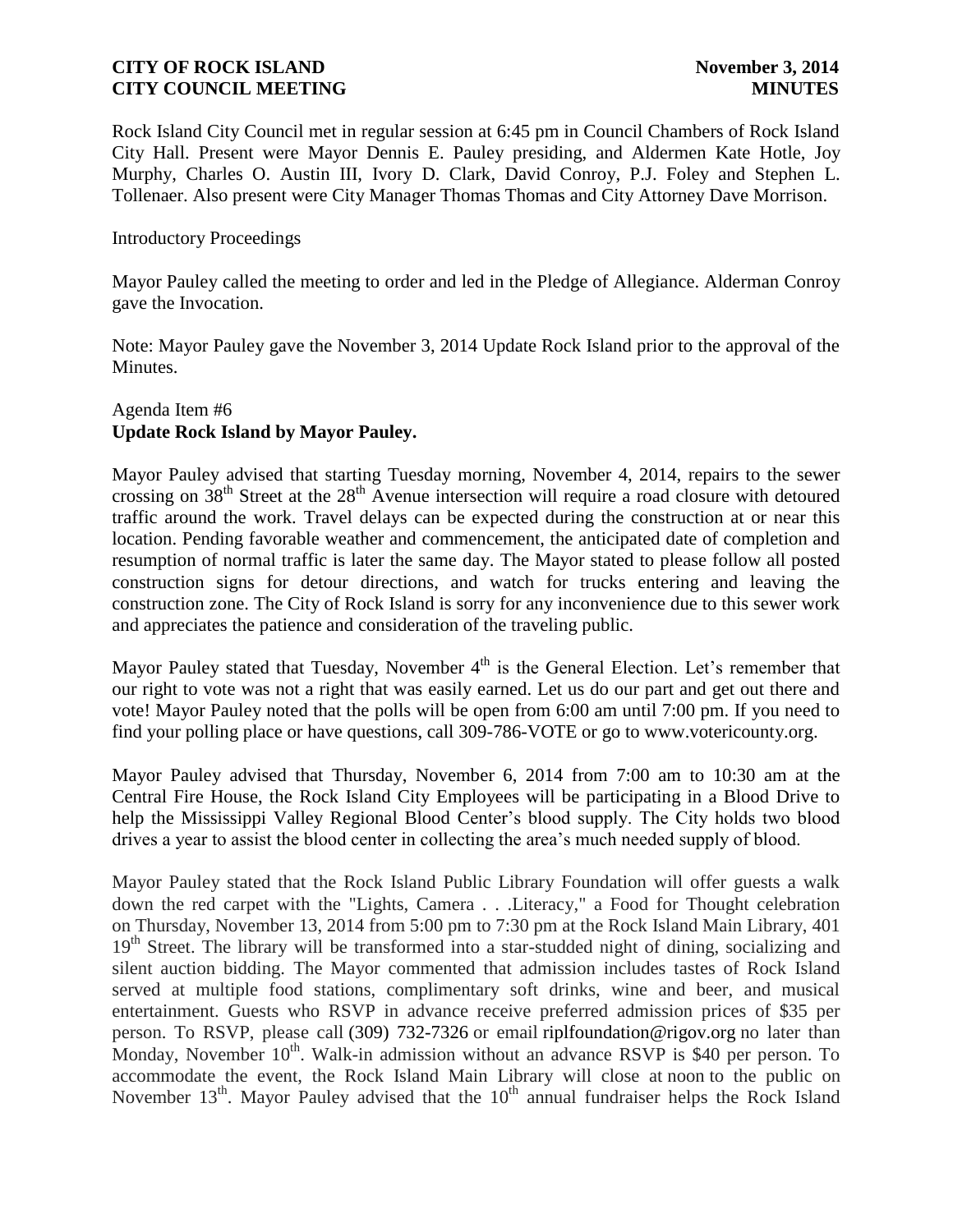Rock Island City Council met in regular session at 6:45 pm in Council Chambers of Rock Island City Hall. Present were Mayor Dennis E. Pauley presiding, and Aldermen Kate Hotle, Joy Murphy, Charles O. Austin III, Ivory D. Clark, David Conroy, P.J. Foley and Stephen L. Tollenaer. Also present were City Manager Thomas Thomas and City Attorney Dave Morrison.

Introductory Proceedings

Mayor Pauley called the meeting to order and led in the Pledge of Allegiance. Alderman Conroy gave the Invocation.

Note: Mayor Pauley gave the November 3, 2014 Update Rock Island prior to the approval of the Minutes.

Agenda Item #6
**Update Rock Island by Mayor Pauley.**

Mayor Pauley advised that starting Tuesday morning, November 4, 2014, repairs to the sewer crossing on 38th Street at the 28th Avenue intersection will require a road closure with detoured traffic around the work. Travel delays can be expected during the construction at or near this location. Pending favorable weather and commencement, the anticipated date of completion and resumption of normal traffic is later the same day. The Mayor stated to please follow all posted construction signs for detour directions, and watch for trucks entering and leaving the construction zone. The City of Rock Island is sorry for any inconvenience due to this sewer work and appreciates the patience and consideration of the traveling public.

Mayor Pauley stated that Tuesday, November 4th is the General Election. Let's remember that our right to vote was not a right that was easily earned. Let us do our part and get out there and vote! Mayor Pauley noted that the polls will be open from 6:00 am until 7:00 pm. If you need to find your polling place or have questions, call 309-786-VOTE or go to www.votericounty.org.

Mayor Pauley advised that Thursday, November 6, 2014 from 7:00 am to 10:30 am at the Central Fire House, the Rock Island City Employees will be participating in a Blood Drive to help the Mississippi Valley Regional Blood Center's blood supply. The City holds two blood drives a year to assist the blood center in collecting the area's much needed supply of blood.

Mayor Pauley stated that the Rock Island Public Library Foundation will offer guests a walk down the red carpet with the "Lights, Camera . . .Literacy," a Food for Thought celebration on Thursday, November 13, 2014 from 5:00 pm to 7:30 pm at the Rock Island Main Library, 401 19th Street. The library will be transformed into a star-studded night of dining, socializing and silent auction bidding. The Mayor commented that admission includes tastes of Rock Island served at multiple food stations, complimentary soft drinks, wine and beer, and musical entertainment. Guests who RSVP in advance receive preferred admission prices of $35 per person. To RSVP, please call (309) 732-7326 or email riplfoundation@rigov.org no later than Monday, November 10th. Walk-in admission without an advance RSVP is $40 per person. To accommodate the event, the Rock Island Main Library will close at noon to the public on November 13th. Mayor Pauley advised that the 10th annual fundraiser helps the Rock Island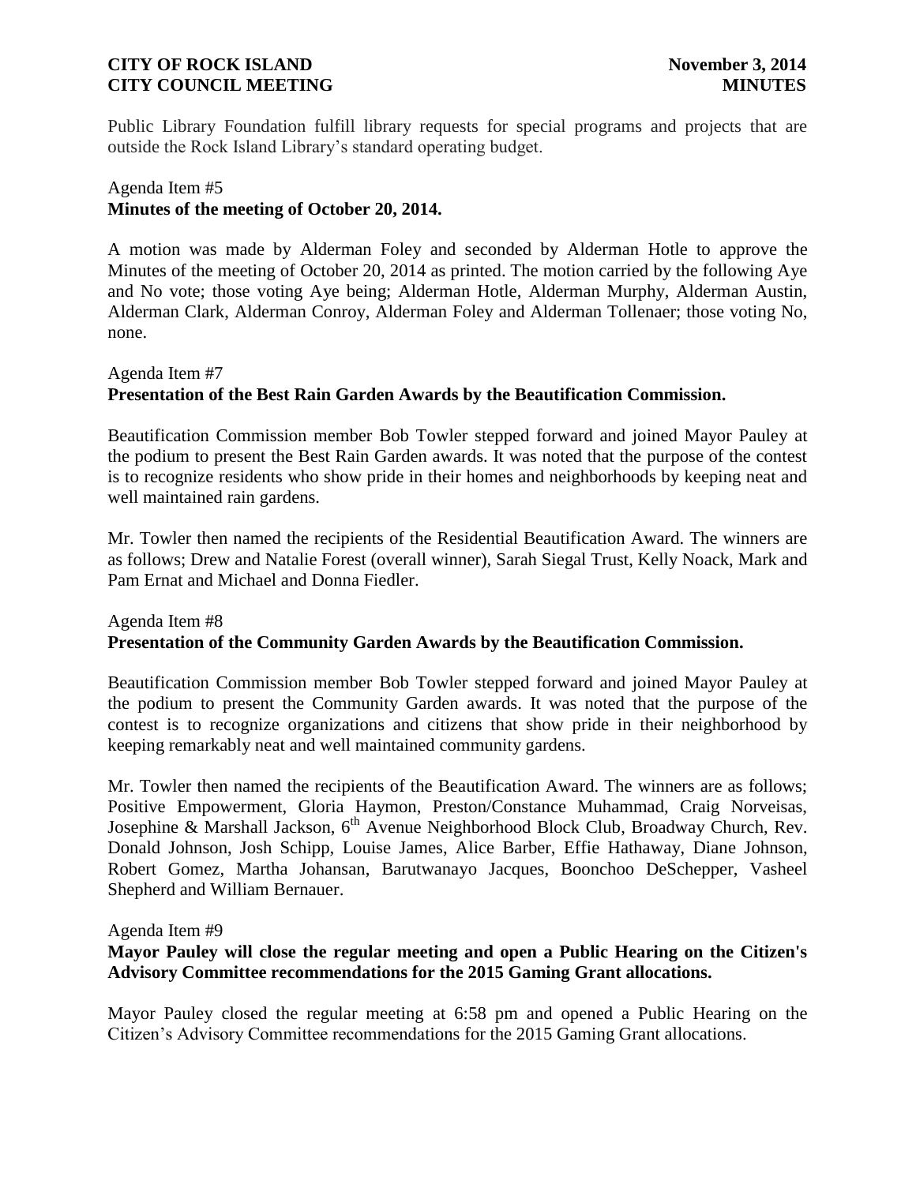Public Library Foundation fulfill library requests for special programs and projects that are outside the Rock Island Library's standard operating budget.

Agenda Item #5
**Minutes of the meeting of October 20, 2014.**

A motion was made by Alderman Foley and seconded by Alderman Hotle to approve the Minutes of the meeting of October 20, 2014 as printed. The motion carried by the following Aye and No vote; those voting Aye being; Alderman Hotle, Alderman Murphy, Alderman Austin, Alderman Clark, Alderman Conroy, Alderman Foley and Alderman Tollenaer; those voting No, none.

Agenda Item #7
**Presentation of the Best Rain Garden Awards by the Beautification Commission.**

Beautification Commission member Bob Towler stepped forward and joined Mayor Pauley at the podium to present the Best Rain Garden awards. It was noted that the purpose of the contest is to recognize residents who show pride in their homes and neighborhoods by keeping neat and well maintained rain gardens.

Mr. Towler then named the recipients of the Residential Beautification Award. The winners are as follows; Drew and Natalie Forest (overall winner), Sarah Siegal Trust, Kelly Noack, Mark and Pam Ernat and Michael and Donna Fiedler.

Agenda Item #8
**Presentation of the Community Garden Awards by the Beautification Commission.**

Beautification Commission member Bob Towler stepped forward and joined Mayor Pauley at the podium to present the Community Garden awards. It was noted that the purpose of the contest is to recognize organizations and citizens that show pride in their neighborhood by keeping remarkably neat and well maintained community gardens.

Mr. Towler then named the recipients of the Beautification Award. The winners are as follows; Positive Empowerment, Gloria Haymon, Preston/Constance Muhammad, Craig Norveisas, Josephine & Marshall Jackson, 6th Avenue Neighborhood Block Club, Broadway Church, Rev. Donald Johnson, Josh Schipp, Louise James, Alice Barber, Effie Hathaway, Diane Johnson, Robert Gomez, Martha Johansan, Barutwanayo Jacques, Boonchoo DeSchepper, Vasheel Shepherd and William Bernauer.

Agenda Item #9
**Mayor Pauley will close the regular meeting and open a Public Hearing on the Citizen's Advisory Committee recommendations for the 2015 Gaming Grant allocations.**

Mayor Pauley closed the regular meeting at 6:58 pm and opened a Public Hearing on the Citizen's Advisory Committee recommendations for the 2015 Gaming Grant allocations.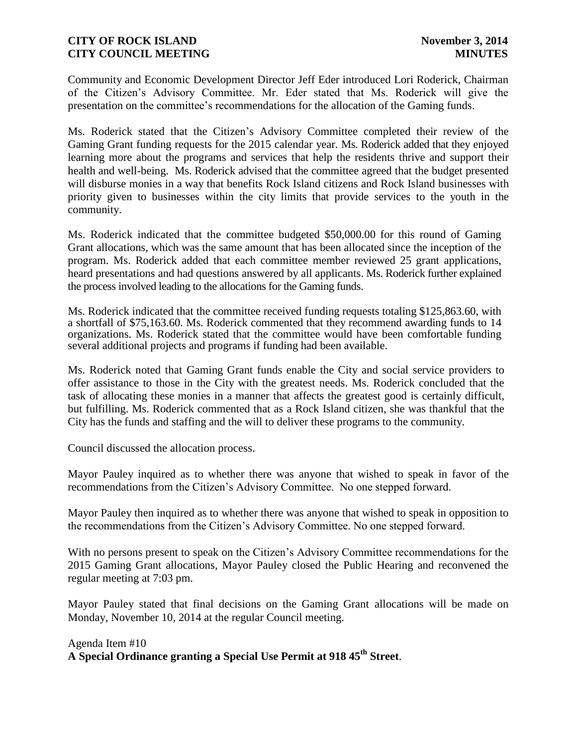Community and Economic Development Director Jeff Eder introduced Lori Roderick, Chairman of the Citizen's Advisory Committee. Mr. Eder stated that Ms. Roderick will give the presentation on the committee's recommendations for the allocation of the Gaming funds.

Ms. Roderick stated that the Citizen's Advisory Committee completed their review of the Gaming Grant funding requests for the 2015 calendar year. Ms. Roderick added that they enjoyed learning more about the programs and services that help the residents thrive and support their health and well-being. Ms. Roderick advised that the committee agreed that the budget presented will disburse monies in a way that benefits Rock Island citizens and Rock Island businesses with priority given to businesses within the city limits that provide services to the youth in the community.

Ms. Roderick indicated that the committee budgeted $50,000.00 for this round of Gaming Grant allocations, which was the same amount that has been allocated since the inception of the program. Ms. Roderick added that each committee member reviewed 25 grant applications, heard presentations and had questions answered by all applicants. Ms. Roderick further explained the process involved leading to the allocations for the Gaming funds.

Ms. Roderick indicated that the committee received funding requests totaling $125,863.60, with a shortfall of $75,163.60. Ms. Roderick commented that they recommend awarding funds to 14 organizations. Ms. Roderick stated that the committee would have been comfortable funding several additional projects and programs if funding had been available.

Ms. Roderick noted that Gaming Grant funds enable the City and social service providers to offer assistance to those in the City with the greatest needs. Ms. Roderick concluded that the task of allocating these monies in a manner that affects the greatest good is certainly difficult, but fulfilling. Ms. Roderick commented that as a Rock Island citizen, she was thankful that the City has the funds and staffing and the will to deliver these programs to the community.

Council discussed the allocation process.

Mayor Pauley inquired as to whether there was anyone that wished to speak in favor of the recommendations from the Citizen's Advisory Committee. No one stepped forward.

Mayor Pauley then inquired as to whether there was anyone that wished to speak in opposition to the recommendations from the Citizen's Advisory Committee. No one stepped forward.

With no persons present to speak on the Citizen's Advisory Committee recommendations for the 2015 Gaming Grant allocations, Mayor Pauley closed the Public Hearing and reconvened the regular meeting at 7:03 pm.

Mayor Pauley stated that final decisions on the Gaming Grant allocations will be made on Monday, November 10, 2014 at the regular Council meeting.

Agenda Item #10
**A Special Ordinance granting a Special Use Permit at 918 45th Street**.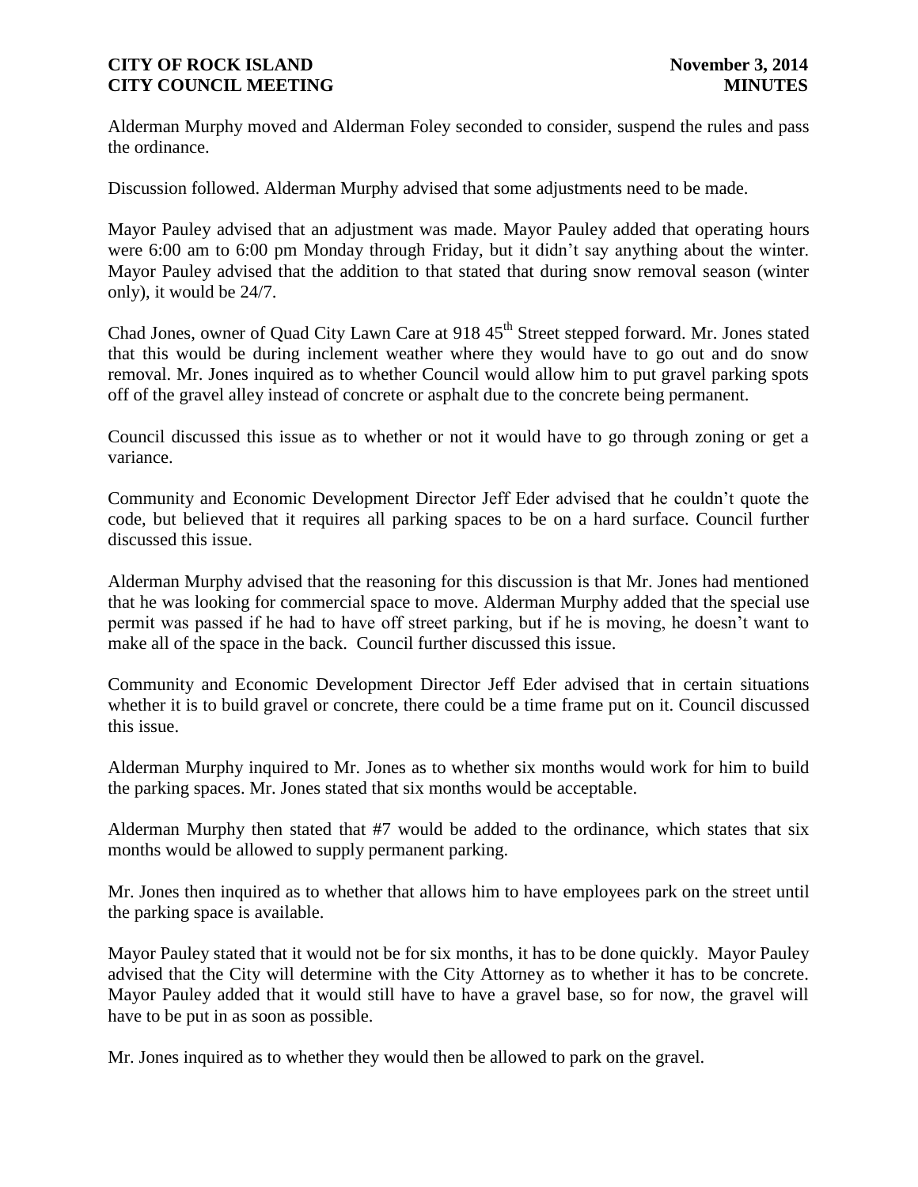Alderman Murphy moved and Alderman Foley seconded to consider, suspend the rules and pass the ordinance.

Discussion followed. Alderman Murphy advised that some adjustments need to be made.

Mayor Pauley advised that an adjustment was made. Mayor Pauley added that operating hours were 6:00 am to 6:00 pm Monday through Friday, but it didn't say anything about the winter. Mayor Pauley advised that the addition to that stated that during snow removal season (winter only), it would be 24/7.

Chad Jones, owner of Quad City Lawn Care at 918 45th Street stepped forward. Mr. Jones stated that this would be during inclement weather where they would have to go out and do snow removal. Mr. Jones inquired as to whether Council would allow him to put gravel parking spots off of the gravel alley instead of concrete or asphalt due to the concrete being permanent.

Council discussed this issue as to whether or not it would have to go through zoning or get a variance.

Community and Economic Development Director Jeff Eder advised that he couldn't quote the code, but believed that it requires all parking spaces to be on a hard surface. Council further discussed this issue.

Alderman Murphy advised that the reasoning for this discussion is that Mr. Jones had mentioned that he was looking for commercial space to move. Alderman Murphy added that the special use permit was passed if he had to have off street parking, but if he is moving, he doesn't want to make all of the space in the back. Council further discussed this issue.

Community and Economic Development Director Jeff Eder advised that in certain situations whether it is to build gravel or concrete, there could be a time frame put on it. Council discussed this issue.

Alderman Murphy inquired to Mr. Jones as to whether six months would work for him to build the parking spaces. Mr. Jones stated that six months would be acceptable.

Alderman Murphy then stated that #7 would be added to the ordinance, which states that six months would be allowed to supply permanent parking.

Mr. Jones then inquired as to whether that allows him to have employees park on the street until the parking space is available.

Mayor Pauley stated that it would not be for six months, it has to be done quickly. Mayor Pauley advised that the City will determine with the City Attorney as to whether it has to be concrete. Mayor Pauley added that it would still have to have a gravel base, so for now, the gravel will have to be put in as soon as possible.

Mr. Jones inquired as to whether they would then be allowed to park on the gravel.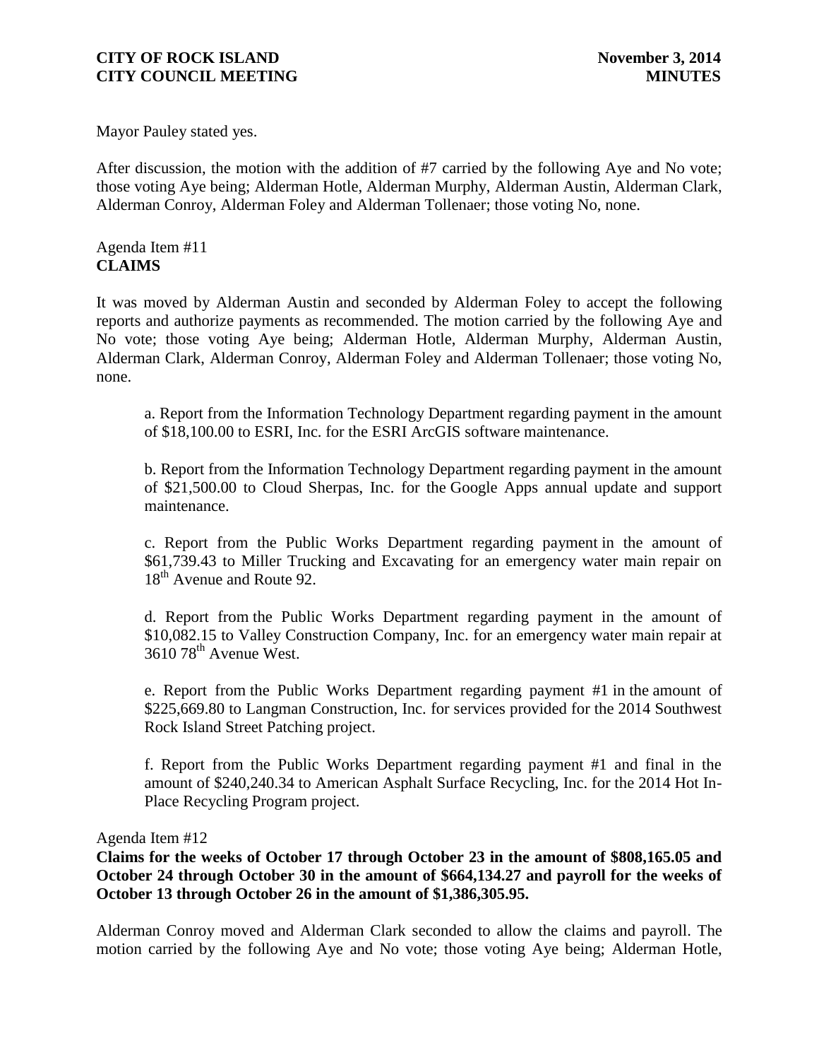Mayor Pauley stated yes.

After discussion, the motion with the addition of #7 carried by the following Aye and No vote; those voting Aye being; Alderman Hotle, Alderman Murphy, Alderman Austin, Alderman Clark, Alderman Conroy, Alderman Foley and Alderman Tollenaer; those voting No, none.

Agenda Item #11
**CLAIMS**

It was moved by Alderman Austin and seconded by Alderman Foley to accept the following reports and authorize payments as recommended. The motion carried by the following Aye and No vote; those voting Aye being; Alderman Hotle, Alderman Murphy, Alderman Austin, Alderman Clark, Alderman Conroy, Alderman Foley and Alderman Tollenaer; those voting No, none.

a. Report from the Information Technology Department regarding payment in the amount of $18,100.00 to ESRI, Inc. for the ESRI ArcGIS software maintenance.

b. Report from the Information Technology Department regarding payment in the amount of $21,500.00 to Cloud Sherpas, Inc. for the Google Apps annual update and support maintenance.

c. Report from the Public Works Department regarding payment in the amount of $61,739.43 to Miller Trucking and Excavating for an emergency water main repair on 18th Avenue and Route 92.

d. Report from the Public Works Department regarding payment in the amount of $10,082.15 to Valley Construction Company, Inc. for an emergency water main repair at 3610 78th Avenue West.

e. Report from the Public Works Department regarding payment #1 in the amount of $225,669.80 to Langman Construction, Inc. for services provided for the 2014 Southwest Rock Island Street Patching project.

f. Report from the Public Works Department regarding payment #1 and final in the amount of $240,240.34 to American Asphalt Surface Recycling, Inc. for the 2014 Hot In-Place Recycling Program project.

Agenda Item #12
**Claims for the weeks of October 17 through October 23 in the amount of $808,165.05 and October 24 through October 30 in the amount of $664,134.27 and payroll for the weeks of October 13 through October 26 in the amount of $1,386,305.95.**

Alderman Conroy moved and Alderman Clark seconded to allow the claims and payroll. The motion carried by the following Aye and No vote; those voting Aye being; Alderman Hotle,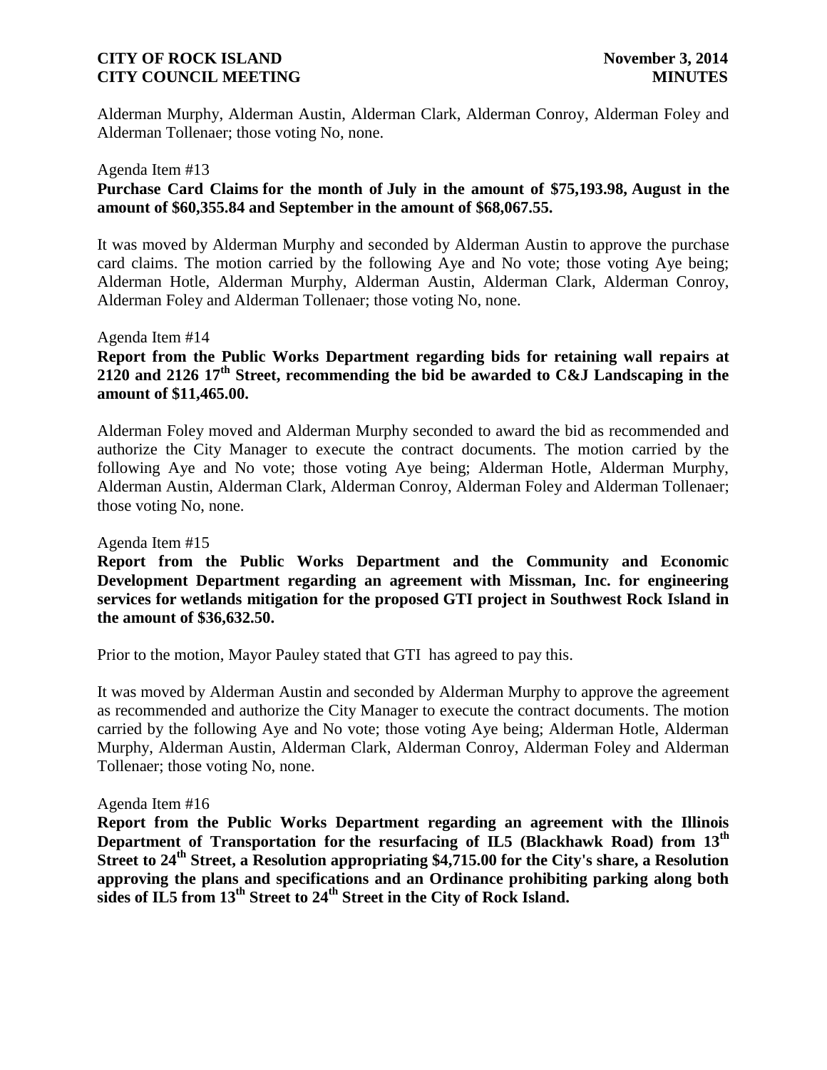Alderman Murphy, Alderman Austin, Alderman Clark, Alderman Conroy, Alderman Foley and Alderman Tollenaer; those voting No, none.

Agenda Item #13

**Purchase Card Claims for the month of July in the amount of $75,193.98, August in the amount of $60,355.84 and September in the amount of $68,067.55.**

It was moved by Alderman Murphy and seconded by Alderman Austin to approve the purchase card claims. The motion carried by the following Aye and No vote; those voting Aye being; Alderman Hotle, Alderman Murphy, Alderman Austin, Alderman Clark, Alderman Conroy, Alderman Foley and Alderman Tollenaer; those voting No, none.

Agenda Item #14

**Report from the Public Works Department regarding bids for retaining wall repairs at 2120 and 2126 17th Street, recommending the bid be awarded to C&J Landscaping in the amount of $11,465.00.**

Alderman Foley moved and Alderman Murphy seconded to award the bid as recommended and authorize the City Manager to execute the contract documents. The motion carried by the following Aye and No vote; those voting Aye being; Alderman Hotle, Alderman Murphy, Alderman Austin, Alderman Clark, Alderman Conroy, Alderman Foley and Alderman Tollenaer; those voting No, none.

Agenda Item #15

**Report from the Public Works Department and the Community and Economic Development Department regarding an agreement with Missman, Inc. for engineering services for wetlands mitigation for the proposed GTI project in Southwest Rock Island in the amount of $36,632.50.**

Prior to the motion, Mayor Pauley stated that GTI has agreed to pay this.

It was moved by Alderman Austin and seconded by Alderman Murphy to approve the agreement as recommended and authorize the City Manager to execute the contract documents. The motion carried by the following Aye and No vote; those voting Aye being; Alderman Hotle, Alderman Murphy, Alderman Austin, Alderman Clark, Alderman Conroy, Alderman Foley and Alderman Tollenaer; those voting No, none.

Agenda Item #16

**Report from the Public Works Department regarding an agreement with the Illinois Department of Transportation for the resurfacing of IL5 (Blackhawk Road) from 13th Street to 24th Street, a Resolution appropriating $4,715.00 for the City's share, a Resolution approving the plans and specifications and an Ordinance prohibiting parking along both sides of IL5 from 13th Street to 24th Street in the City of Rock Island.**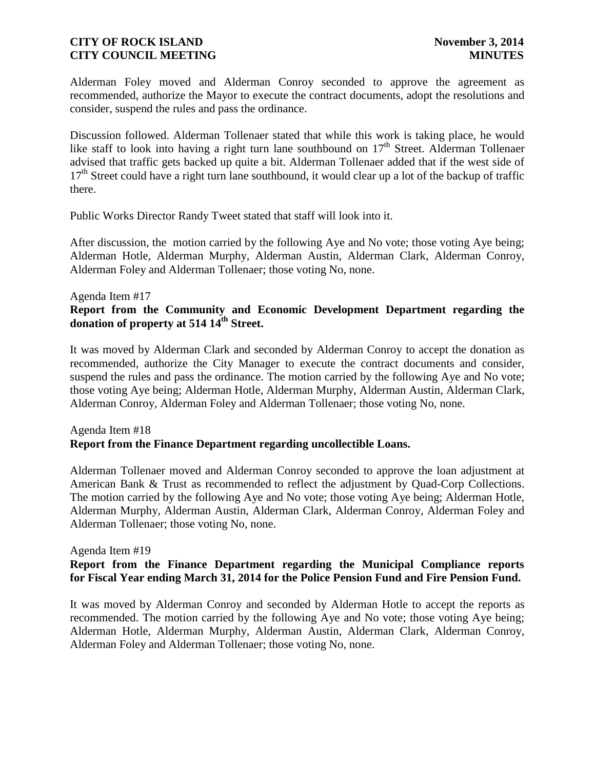Alderman Foley moved and Alderman Conroy seconded to approve the agreement as recommended, authorize the Mayor to execute the contract documents, adopt the resolutions and consider, suspend the rules and pass the ordinance.

Discussion followed. Alderman Tollenaer stated that while this work is taking place, he would like staff to look into having a right turn lane southbound on 17th Street. Alderman Tollenaer advised that traffic gets backed up quite a bit. Alderman Tollenaer added that if the west side of 17th Street could have a right turn lane southbound, it would clear up a lot of the backup of traffic there.

Public Works Director Randy Tweet stated that staff will look into it.

After discussion, the motion carried by the following Aye and No vote; those voting Aye being; Alderman Hotle, Alderman Murphy, Alderman Austin, Alderman Clark, Alderman Conroy, Alderman Foley and Alderman Tollenaer; those voting No, none.

Agenda Item #17

**Report from the Community and Economic Development Department regarding the donation of property at 514 14th Street.**

It was moved by Alderman Clark and seconded by Alderman Conroy to accept the donation as recommended, authorize the City Manager to execute the contract documents and consider, suspend the rules and pass the ordinance. The motion carried by the following Aye and No vote; those voting Aye being; Alderman Hotle, Alderman Murphy, Alderman Austin, Alderman Clark, Alderman Conroy, Alderman Foley and Alderman Tollenaer; those voting No, none.

Agenda Item #18

**Report from the Finance Department regarding uncollectible Loans.**

Alderman Tollenaer moved and Alderman Conroy seconded to approve the loan adjustment at American Bank & Trust as recommended to reflect the adjustment by Quad-Corp Collections. The motion carried by the following Aye and No vote; those voting Aye being; Alderman Hotle, Alderman Murphy, Alderman Austin, Alderman Clark, Alderman Conroy, Alderman Foley and Alderman Tollenaer; those voting No, none.

Agenda Item #19

**Report from the Finance Department regarding the Municipal Compliance reports for Fiscal Year ending March 31, 2014 for the Police Pension Fund and Fire Pension Fund.**

It was moved by Alderman Conroy and seconded by Alderman Hotle to accept the reports as recommended. The motion carried by the following Aye and No vote; those voting Aye being; Alderman Hotle, Alderman Murphy, Alderman Austin, Alderman Clark, Alderman Conroy, Alderman Foley and Alderman Tollenaer; those voting No, none.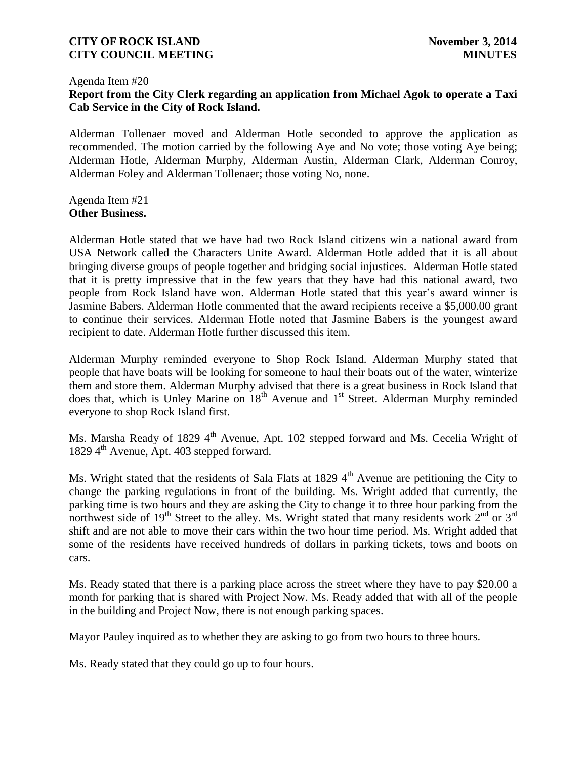Agenda Item #20
**Report from the City Clerk regarding an application from Michael Agok to operate a Taxi Cab Service in the City of Rock Island.**

Alderman Tollenaer moved and Alderman Hotle seconded to approve the application as recommended. The motion carried by the following Aye and No vote; those voting Aye being; Alderman Hotle, Alderman Murphy, Alderman Austin, Alderman Clark, Alderman Conroy, Alderman Foley and Alderman Tollenaer; those voting No, none.

Agenda Item #21
**Other Business.**

Alderman Hotle stated that we have had two Rock Island citizens win a national award from USA Network called the Characters Unite Award. Alderman Hotle added that it is all about bringing diverse groups of people together and bridging social injustices. Alderman Hotle stated that it is pretty impressive that in the few years that they have had this national award, two people from Rock Island have won. Alderman Hotle stated that this year's award winner is Jasmine Babers. Alderman Hotle commented that the award recipients receive a $5,000.00 grant to continue their services. Alderman Hotle noted that Jasmine Babers is the youngest award recipient to date. Alderman Hotle further discussed this item.

Alderman Murphy reminded everyone to Shop Rock Island. Alderman Murphy stated that people that have boats will be looking for someone to haul their boats out of the water, winterize them and store them. Alderman Murphy advised that there is a great business in Rock Island that does that, which is Unley Marine on 18th Avenue and 1st Street. Alderman Murphy reminded everyone to shop Rock Island first.

Ms. Marsha Ready of 1829 4th Avenue, Apt. 102 stepped forward and Ms. Cecelia Wright of 1829 4th Avenue, Apt. 403 stepped forward.

Ms. Wright stated that the residents of Sala Flats at 1829 4th Avenue are petitioning the City to change the parking regulations in front of the building. Ms. Wright added that currently, the parking time is two hours and they are asking the City to change it to three hour parking from the northwest side of 19th Street to the alley. Ms. Wright stated that many residents work 2nd or 3rd shift and are not able to move their cars within the two hour time period. Ms. Wright added that some of the residents have received hundreds of dollars in parking tickets, tows and boots on cars.

Ms. Ready stated that there is a parking place across the street where they have to pay $20.00 a month for parking that is shared with Project Now. Ms. Ready added that with all of the people in the building and Project Now, there is not enough parking spaces.

Mayor Pauley inquired as to whether they are asking to go from two hours to three hours.

Ms. Ready stated that they could go up to four hours.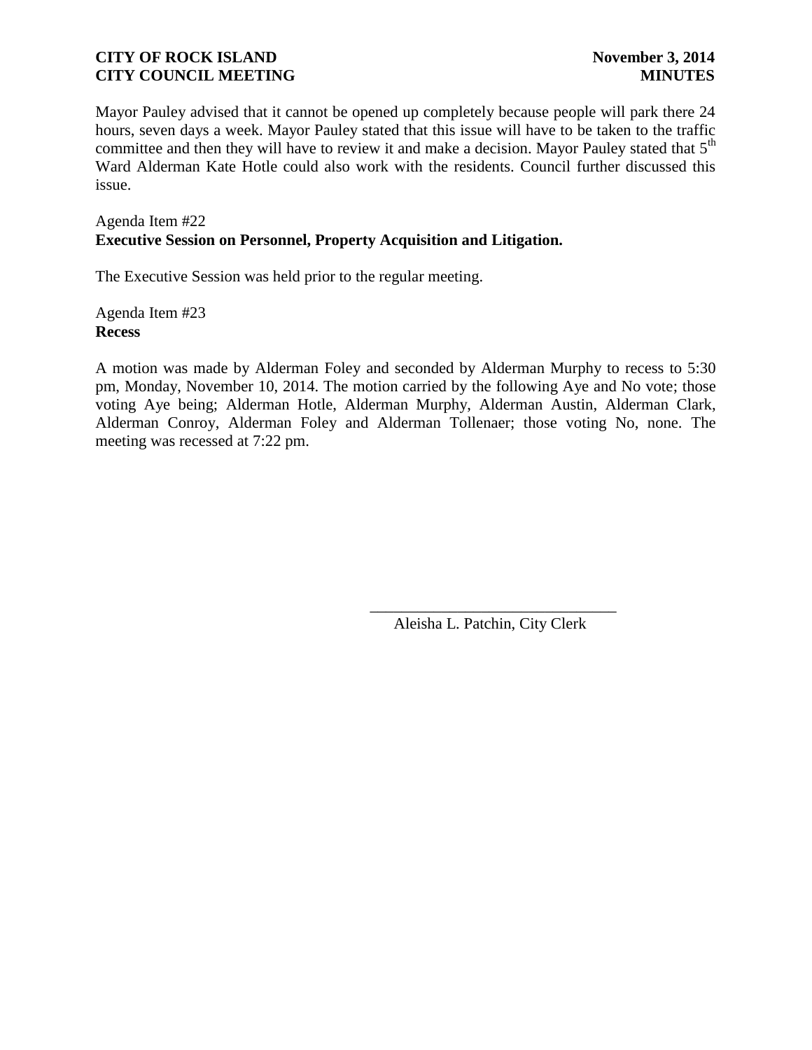Mayor Pauley advised that it cannot be opened up completely because people will park there 24 hours, seven days a week. Mayor Pauley stated that this issue will have to be taken to the traffic committee and then they will have to review it and make a decision. Mayor Pauley stated that 5th Ward Alderman Kate Hotle could also work with the residents. Council further discussed this issue.

Agenda Item #22
**Executive Session on Personnel, Property Acquisition and Litigation.**

The Executive Session was held prior to the regular meeting.

Agenda Item #23
**Recess**

A motion was made by Alderman Foley and seconded by Alderman Murphy to recess to 5:30 pm, Monday, November 10, 2014. The motion carried by the following Aye and No vote; those voting Aye being; Alderman Hotle, Alderman Murphy, Alderman Austin, Alderman Clark, Alderman Conroy, Alderman Foley and Alderman Tollenaer; those voting No, none. The meeting was recessed at 7:22 pm.

\_\_\_\_\_\_\_\_\_\_\_\_\_\_\_\_\_\_\_\_\_\_\_\_\_\_\_\_\_\_\_
Aleisha L. Patchin, City Clerk